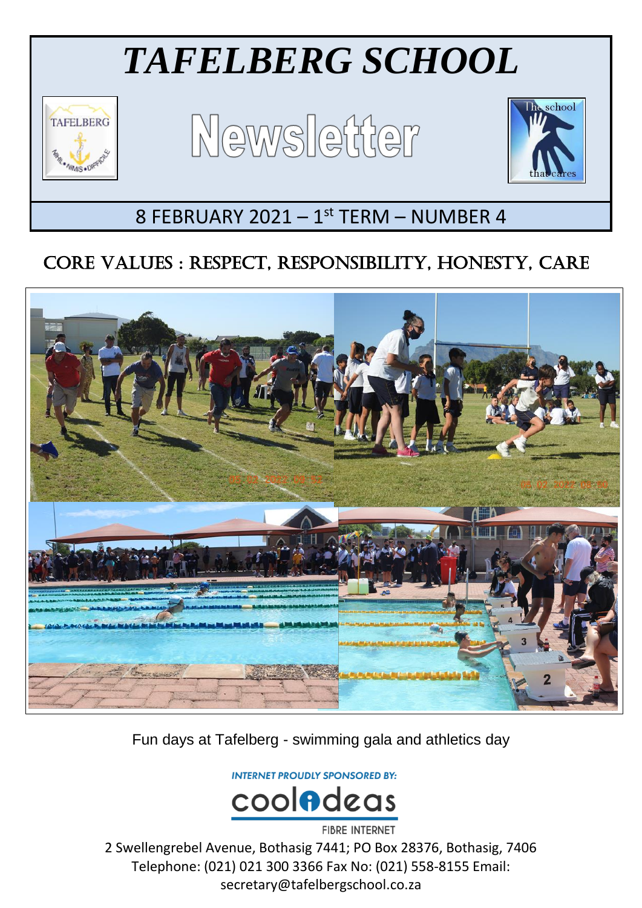# *TAFELBERG SCHOOL*

# Newsletter

8 FEBRUARY 2021 – 1st TERM – NUMBER 4

## CORE VALUES : RESPECT, RESPONSIBILITY, HONESTY, CARE

Fun days at Tafelberg - swimming gala and athletics day

INTERNET PROUDLY SPONSORED BY:

coolideas

FIBRE INTERNET

2 Swellengrebel Avenue, Bothasig 7441; PO Box 28376, Bothasig, 7406
Telephone: (021) 021 300 3366 Fax No: (021) 558-8155 Email: secretary@tafelbergschool.co.za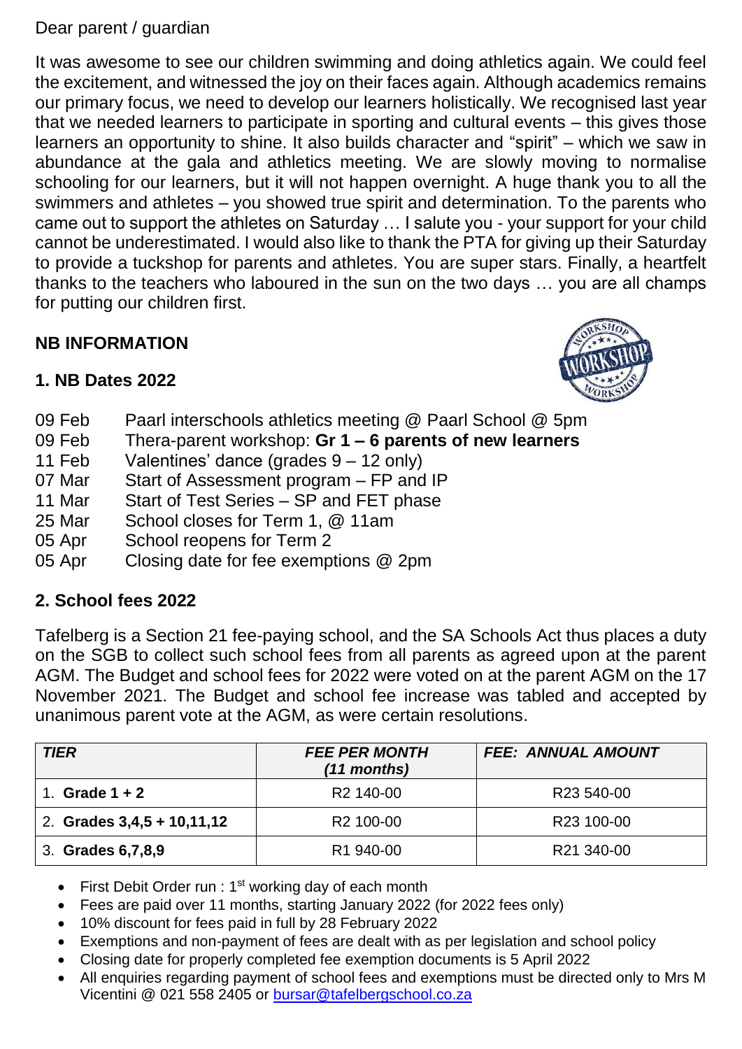Dear parent / guardian

It was awesome to see our children swimming and doing athletics again. We could feel the excitement, and witnessed the joy on their faces again. Although academics remains our primary focus, we need to develop our learners holistically. We recognised last year that we needed learners to participate in sporting and cultural events – this gives those learners an opportunity to shine. It also builds character and "spirit" – which we saw in abundance at the gala and athletics meeting. We are slowly moving to normalise schooling for our learners, but it will not happen overnight. A huge thank you to all the swimmers and athletes – you showed true spirit and determination. To the parents who came out to support the athletes on Saturday … I salute you - your support for your child cannot be underestimated. I would also like to thank the PTA for giving up their Saturday to provide a tuckshop for parents and athletes. You are super stars. Finally, a heartfelt thanks to the teachers who laboured in the sun on the two days … you are all champs for putting our children first.

## NB INFORMATION

### 1. NB Dates 2022

- 09 Feb Paarl interschools athletics meeting @ Paarl School @ 5pm
- 09 Feb Thera-parent workshop: **Gr 1 – 6 parents of new learners**
- 11 Feb Valentines' dance (grades 9 – 12 only)
- 07 Mar Start of Assessment program – FP and IP
- 11 Mar Start of Test Series – SP and FET phase
- 25 Mar School closes for Term 1, @ 11am
- 05 Apr School reopens for Term 2
- 05 Apr Closing date for fee exemptions @ 2pm

### 2. School fees 2022

Tafelberg is a Section 21 fee-paying school, and the SA Schools Act thus places a duty on the SGB to collect such school fees from all parents as agreed upon at the parent AGM. The Budget and school fees for 2022 were voted on at the parent AGM on the 17 November 2021. The Budget and school fee increase was tabled and accepted by unanimous parent vote at the AGM, as were certain resolutions.

| ***TIER*** | ***FEE PER MONTH (11 months)*** | ***FEE: ANNUAL AMOUNT*** |
|---|---|---|
| 1. **Grade 1 + 2** | R2 140-00 | R23 540-00 |
| 2. **Grades 3,4,5 + 10,11,12** | R2 100-00 | R23 100-00 |
| 3. **Grades 6,7,8,9** | R1 940-00 | R21 340-00 |

- First Debit Order run : 1st working day of each month
- Fees are paid over 11 months, starting January 2022 (for 2022 fees only)
- 10% discount for fees paid in full by 28 February 2022
- Exemptions and non-payment of fees are dealt with as per legislation and school policy
- Closing date for properly completed fee exemption documents is 5 April 2022
- All enquiries regarding payment of school fees and exemptions must be directed only to Mrs M Vicentini @ 021 558 2405 or bursar@tafelbergschool.co.za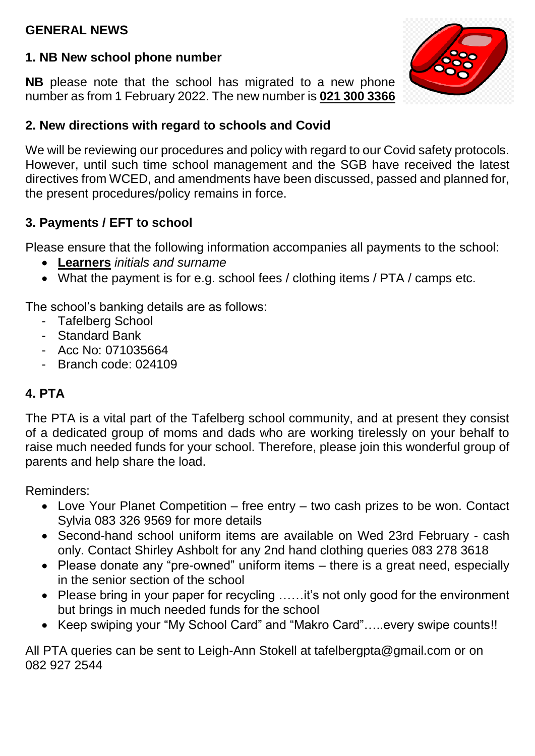## GENERAL NEWS

### 1. NB New school phone number

**NB** please note that the school has migrated to a new phone number as from 1 February 2022. The new number is **021 300 3366**

### 2. New directions with regard to schools and Covid

We will be reviewing our procedures and policy with regard to our Covid safety protocols. However, until such time school management and the SGB have received the latest directives from WCED, and amendments have been discussed, passed and planned for, the present procedures/policy remains in force.

### 3. Payments / EFT to school

Please ensure that the following information accompanies all payments to the school:

- **Learners** *initials and surname*
- What the payment is for e.g. school fees / clothing items / PTA / camps etc.

The school's banking details are as follows:

- Tafelberg School
- Standard Bank
- Acc No: 071035664
- Branch code: 024109

### 4. PTA

The PTA is a vital part of the Tafelberg school community, and at present they consist of a dedicated group of moms and dads who are working tirelessly on your behalf to raise much needed funds for your school. Therefore, please join this wonderful group of parents and help share the load.

Reminders:

- Love Your Planet Competition – free entry – two cash prizes to be won. Contact Sylvia 083 326 9569 for more details
- Second-hand school uniform items are available on Wed 23rd February - cash only. Contact Shirley Ashbolt for any 2nd hand clothing queries 083 278 3618
- Please donate any "pre-owned" uniform items – there is a great need, especially in the senior section of the school
- Please bring in your paper for recycling ……it's not only good for the environment but brings in much needed funds for the school
- Keep swiping your "My School Card" and "Makro Card"…..every swipe counts!!

All PTA queries can be sent to Leigh-Ann Stokell at tafelbergpta@gmail.com or on 082 927 2544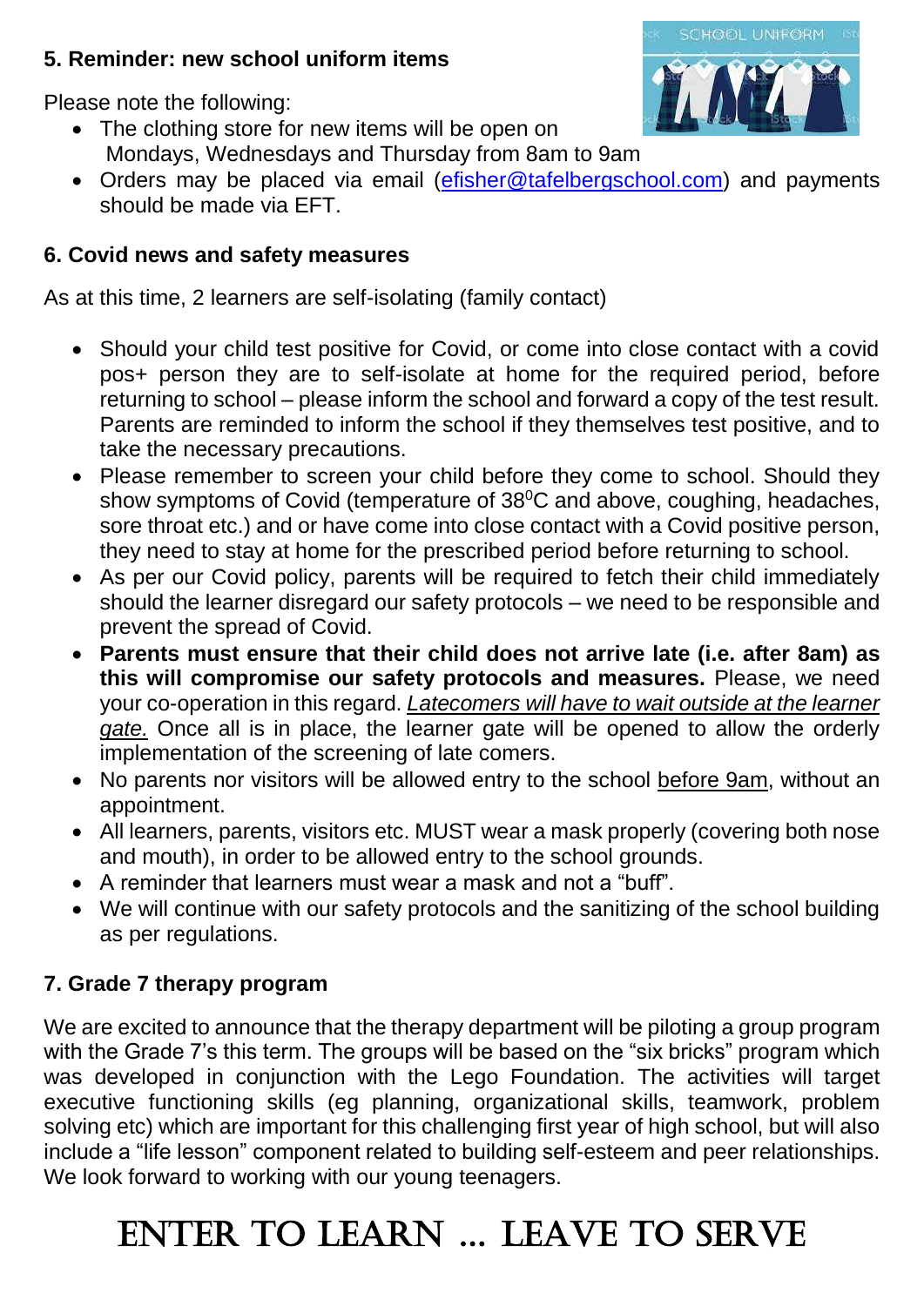### 5. Reminder: new school uniform items

Please note the following:

- The clothing store for new items will be open on Mondays, Wednesdays and Thursday from 8am to 9am
- Orders may be placed via email (efisher@tafelbergschool.com) and payments should be made via EFT.

### 6. Covid news and safety measures

As at this time, 2 learners are self-isolating (family contact)

- Should your child test positive for Covid, or come into close contact with a covid pos+ person they are to self-isolate at home for the required period, before returning to school – please inform the school and forward a copy of the test result. Parents are reminded to inform the school if they themselves test positive, and to take the necessary precautions.
- Please remember to screen your child before they come to school. Should they show symptoms of Covid (temperature of 38$^0$C and above, coughing, headaches, sore throat etc.) and or have come into close contact with a Covid positive person, they need to stay at home for the prescribed period before returning to school.
- As per our Covid policy, parents will be required to fetch their child immediately should the learner disregard our safety protocols – we need to be responsible and prevent the spread of Covid.
- **Parents must ensure that their child does not arrive late (i.e. after 8am) as this will compromise our safety protocols and measures.** Please, we need your co-operation in this regard. *Latecomers will have to wait outside at the learner gate.* Once all is in place, the learner gate will be opened to allow the orderly implementation of the screening of late comers.
- No parents nor visitors will be allowed entry to the school before 9am, without an appointment.
- All learners, parents, visitors etc. MUST wear a mask properly (covering both nose and mouth), in order to be allowed entry to the school grounds.
- A reminder that learners must wear a mask and not a "buff".
- We will continue with our safety protocols and the sanitizing of the school building as per regulations.

### 7. Grade 7 therapy program

We are excited to announce that the therapy department will be piloting a group program with the Grade 7's this term. The groups will be based on the "six bricks" program which was developed in conjunction with the Lego Foundation. The activities will target executive functioning skills (eg planning, organizational skills, teamwork, problem solving etc) which are important for this challenging first year of high school, but will also include a "life lesson" component related to building self-esteem and peer relationships. We look forward to working with our young teenagers.

## ENTER TO LEARN … LEAVE TO SERVE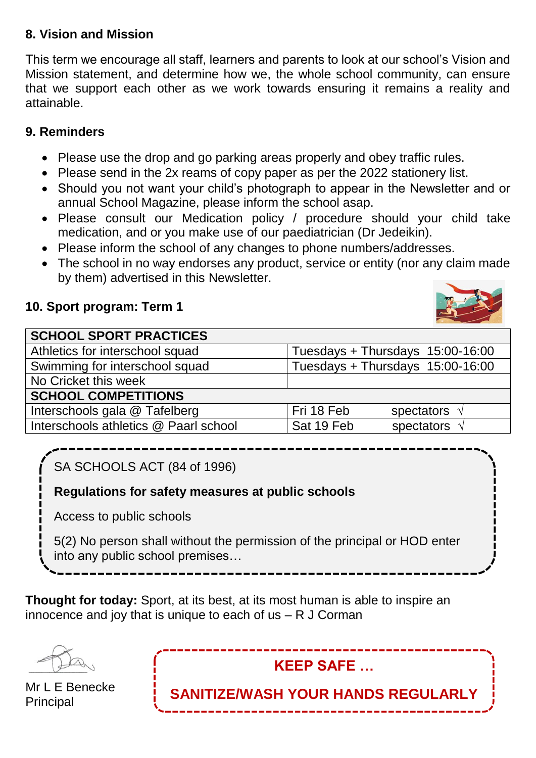## 8. Vision and Mission

This term we encourage all staff, learners and parents to look at our school's Vision and Mission statement, and determine how we, the whole school community, can ensure that we support each other as we work towards ensuring it remains a reality and attainable.

## 9. Reminders

- Please use the drop and go parking areas properly and obey traffic rules.
- Please send in the 2x reams of copy paper as per the 2022 stationery list.
- Should you not want your child's photograph to appear in the Newsletter and or annual School Magazine, please inform the school asap.
- Please consult our Medication policy / procedure should your child take medication, and or you make use of our paediatrician (Dr Jedeikin).
- Please inform the school of any changes to phone numbers/addresses.
- The school in no way endorses any product, service or entity (nor any claim made by them) advertised in this Newsletter.

## 10. Sport program: Term 1

| | | |
|---|---|---|
| **SCHOOL SPORT PRACTICES** | | |
| Athletics for interschool squad | Tuesdays + Thursdays 15:00-16:00 | |
| Swimming for interschool squad | Tuesdays + Thursdays 15:00-16:00 | |
| No Cricket this week | | |
| **SCHOOL COMPETITIONS** | | |
| Interschools gala @ Tafelberg | Fri 18 Feb | spectators √ |
| Interschools athletics @ Paarl school | Sat 19 Feb | spectators √ |

SA SCHOOLS ACT (84 of 1996)

**Regulations for safety measures at public schools**

Access to public schools

5(2) No person shall without the permission of the principal or HOD enter into any public school premises…

**Thought for today:** Sport, at its best, at its most human is able to inspire an innocence and joy that is unique to each of us – R J Corman

Mr L E Benecke
Principal

**KEEP SAFE …**

**SANITIZE/WASH YOUR HANDS REGULARLY**